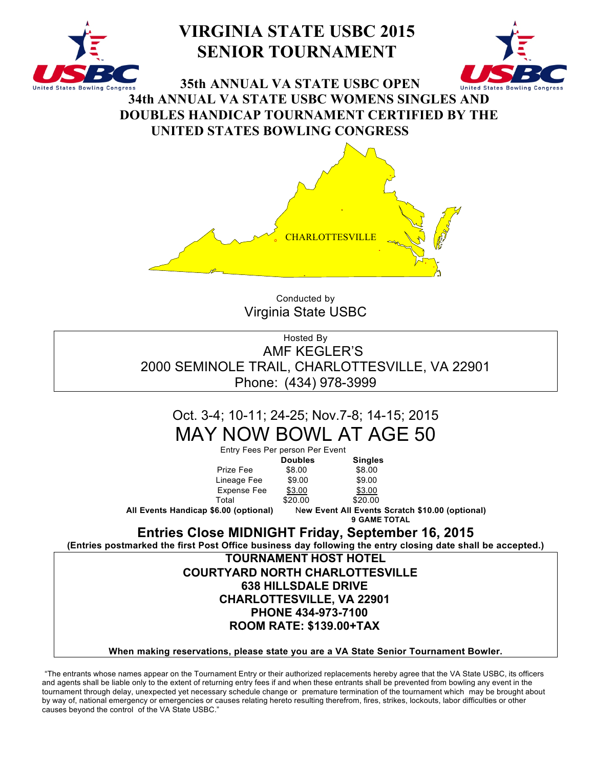# VIRGINIA STATE USBC 2015 SENIOR TOURNAMENT

## 35th ANNUAL VA STATE USBC OPEN 34th ANNUAL VA STATE USBC WOMENS SINGLES AND DOUBLES HANDICAP TOURNAMENT CERTIFIED BY THE UNITED STATES BOWLING CONGRESS

CHARLOTTESVILLE

Conducted by
Virginia State USBC

Hosted By
AMF KEGLER'S
2000 SEMINOLE TRAIL, CHARLOTTESVILLE, VA 22901
Phone: (434) 978-3999

Oct. 3-4; 10-11; 24-25; Nov.7-8; 14-15; 2015

# MAY NOW BOWL AT AGE 50

Entry Fees Per person Per Event

| | Doubles | Singles |
|---|---|---|
| Prize Fee | $8.00 | $8.00 |
| Lineage Fee | $9.00 | $9.00 |
| Expense Fee | $3.00 | $3.00 |
| Total | $20.00 | $20.00 |

**All Events Handicap $6.00 (optional)** **New Event All Events Scratch $10.00 (optional)**
**9 GAME TOTAL**

## Entries Close MIDNIGHT Friday, September 16, 2015

**(Entries postmarked the first Post Office business day following the entry closing date shall be accepted.)**

**TOURNAMENT HOST HOTEL**
**COURTYARD NORTH CHARLOTTESVILLE**
**638 HILLSDALE DRIVE**
**CHARLOTTESVILLE, VA 22901**
**PHONE 434-973-7100**
**ROOM RATE: $139.00+TAX**

**When making reservations, please state you are a VA State Senior Tournament Bowler.**

"The entrants whose names appear on the Tournament Entry or their authorized replacements hereby agree that the VA State USBC, its officers and agents shall be liable only to the extent of returning entry fees if and when these entrants shall be prevented from bowling any event in the tournament through delay, unexpected yet necessary schedule change or premature termination of the tournament which may be brought about by way of, national emergency or emergencies or causes relating hereto resulting therefrom, fires, strikes, lockouts, labor difficulties or other causes beyond the control of the VA State USBC."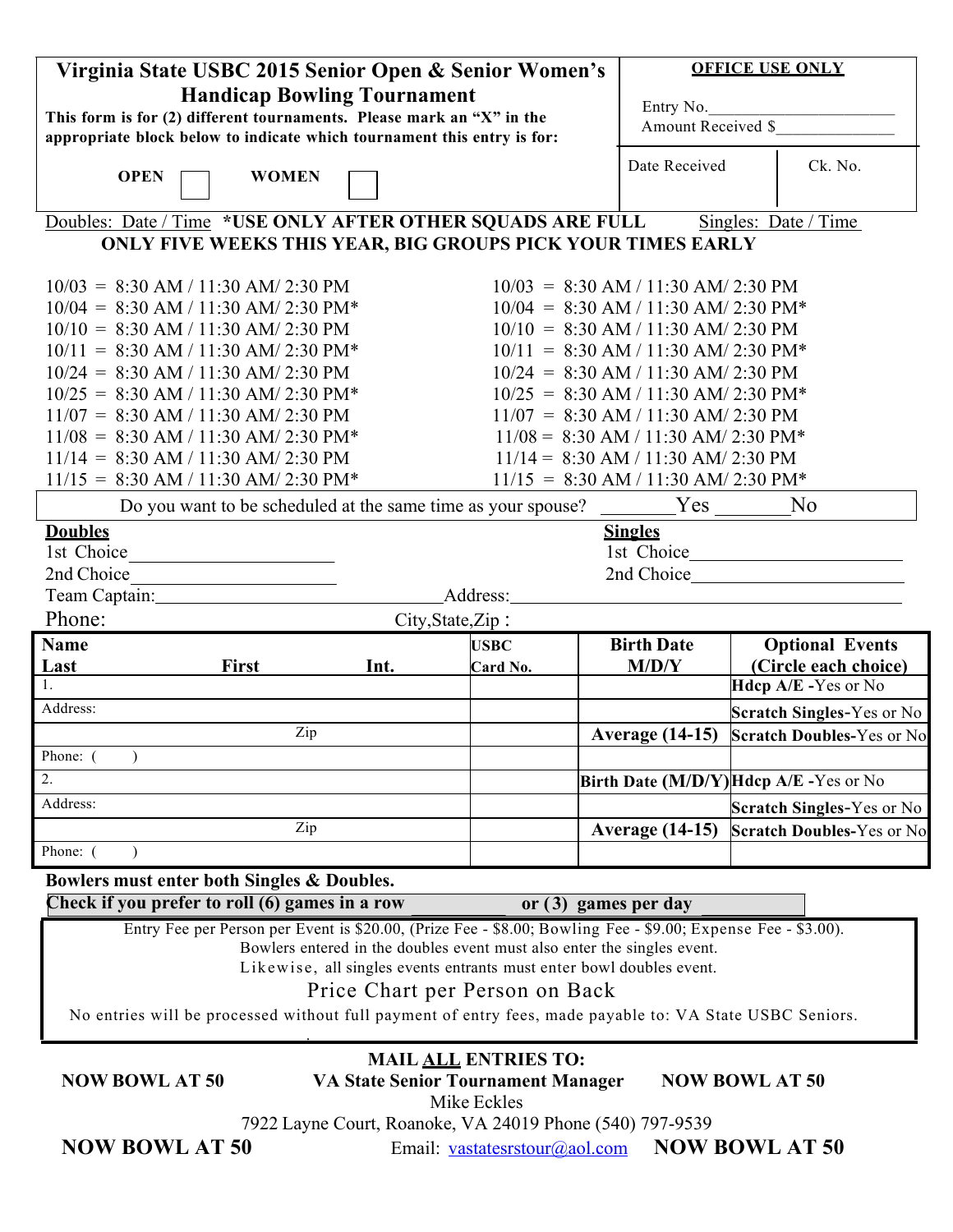# Virginia State USBC 2015 Senior Open & Senior Women's Handicap Bowling Tournament

**This form is for (2) different tournaments. Please mark an "X" in the appropriate block below to indicate which tournament this entry is for:**

**OPEN** ☐ **WOMEN** ☐

| **OFFICE USE ONLY** | |
|---|---|
| Entry No.\_\_\_\_\_\_\_\_\_\_\_\_ | |
| Amount Received $\_\_\_\_\_\_\_\_\_\_\_\_ | |
| Date Received | Ck. No. |

Doubles: Date / Time **\*USE ONLY AFTER OTHER SQUADS ARE FULL** Singles: Date / Time

**ONLY FIVE WEEKS THIS YEAR, BIG GROUPS PICK YOUR TIMES EARLY**

| Doubles: Date / Time | Singles: Date / Time |
|---|---|
| 10/03 = 8:30 AM / 11:30 AM/ 2:30 PM | 10/03 = 8:30 AM / 11:30 AM/ 2:30 PM |
| 10/04 = 8:30 AM / 11:30 AM/ 2:30 PM* | 10/04 = 8:30 AM / 11:30 AM/ 2:30 PM* |
| 10/10 = 8:30 AM / 11:30 AM/ 2:30 PM | 10/10 = 8:30 AM / 11:30 AM/ 2:30 PM |
| 10/11 = 8:30 AM / 11:30 AM/ 2:30 PM* | 10/11 = 8:30 AM / 11:30 AM/ 2:30 PM* |
| 10/24 = 8:30 AM / 11:30 AM/ 2:30 PM | 10/24 = 8:30 AM / 11:30 AM/ 2:30 PM |
| 10/25 = 8:30 AM / 11:30 AM/ 2:30 PM* | 10/25 = 8:30 AM / 11:30 AM/ 2:30 PM* |
| 11/07 = 8:30 AM / 11:30 AM/ 2:30 PM | 11/07 = 8:30 AM / 11:30 AM/ 2:30 PM |
| 11/08 = 8:30 AM / 11:30 AM/ 2:30 PM* | 11/08 = 8:30 AM / 11:30 AM/ 2:30 PM* |
| 11/14 = 8:30 AM / 11:30 AM/ 2:30 PM | 11/14 = 8:30 AM / 11:30 AM/ 2:30 PM |
| 11/15 = 8:30 AM / 11:30 AM/ 2:30 PM* | 11/15 = 8:30 AM / 11:30 AM/ 2:30 PM* |

Do you want to be scheduled at the same time as your spouse? \_\_\_\_\_\_\_Yes \_\_\_\_\_\_\_No

**Doubles**
1st Choice\_\_\_\_\_\_\_\_\_\_\_\_\_\_\_\_\_\_\_\_
2nd Choice\_\_\_\_\_\_\_\_\_\_\_\_\_\_\_\_\_\_\_\_

**Singles**
1st Choice\_\_\_\_\_\_\_\_\_\_\_\_\_\_\_\_\_\_\_\_
2nd Choice\_\_\_\_\_\_\_\_\_\_\_\_\_\_\_\_\_\_\_\_

Team Captain:\_\_\_\_\_\_\_\_\_\_\_\_\_\_\_\_\_\_\_\_ Address:\_\_\_\_\_\_\_\_\_\_\_\_\_\_\_\_\_\_\_\_

Phone: City,State,Zip :

| **Name Last** | **First** | **Int.** | **USBC Card No.** | **Birth Date M/D/Y** | **Optional Events (Circle each choice)** |
|---|---|---|---|---|---|
| 1. | | | | | **Hdcp A/E** -Yes or No |
| Address: | | | | | **Scratch Singles**-Yes or No |
| | Zip | | | **Average (14-15)** | **Scratch Doubles**-Yes or No |
| Phone: ( ) | | | | | |
| 2. | | | | **Birth Date (M/D/Y)** | **Hdcp A/E** -Yes or No |
| Address: | | | | | **Scratch Singles**-Yes or No |
| | Zip | | | **Average (14-15)** | **Scratch Doubles**-Yes or No |
| Phone: ( ) | | | | | |

**Bowlers must enter both Singles & Doubles.**

**Check if you prefer to roll (6) games in a row \_\_\_\_\_\_\_\_ or (3) games per day \_\_\_\_\_\_\_\_**

Entry Fee per Person per Event is $20.00, (Prize Fee - $8.00; Bowling Fee - $9.00; Expense Fee - $3.00).
Bowlers entered in the doubles event must also enter the singles event.
Likewise, all singles events entrants must enter bowl doubles event.

Price Chart per Person on Back

No entries will be processed without full payment of entry fees, made payable to: VA State USBC Seniors.

**MAIL ALL ENTRIES TO:**

**NOW BOWL AT 50** **VA State Senior Tournament Manager** **NOW BOWL AT 50**

Mike Eckles

7922 Layne Court, Roanoke, VA 24019 Phone (540) 797-9539

**NOW BOWL AT 50** Email: vastatesrstour@aol.com **NOW BOWL AT 50**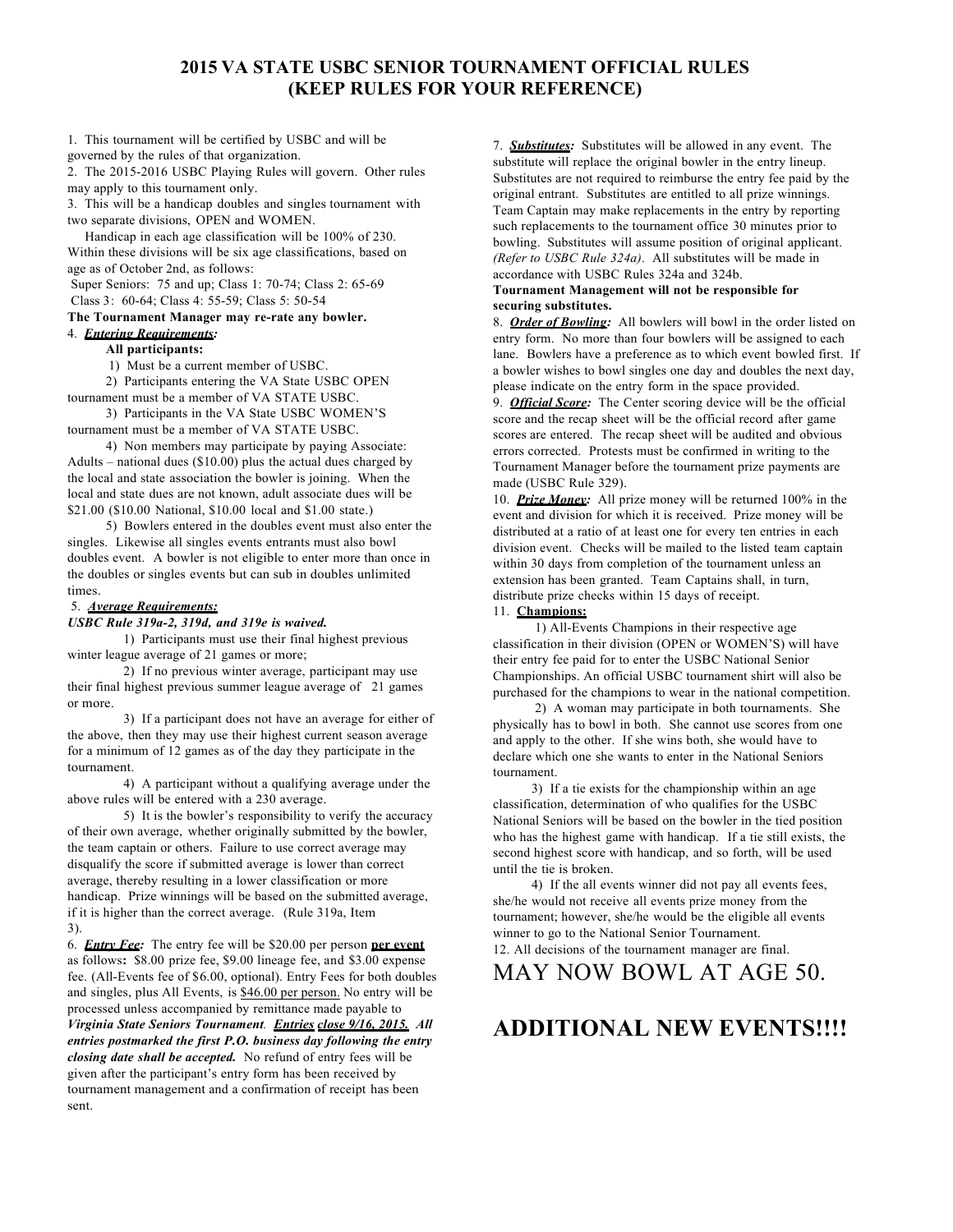# 2015 VA STATE USBC SENIOR TOURNAMENT OFFICIAL RULES
# (KEEP RULES FOR YOUR REFERENCE)

1. This tournament will be certified by USBC and will be governed by the rules of that organization.
2. The 2015-2016 USBC Playing Rules will govern. Other rules may apply to this tournament only.
3. This will be a handicap doubles and singles tournament with two separate divisions, OPEN and WOMEN.

Handicap in each age classification will be 100% of 230. Within these divisions will be six age classifications, based on age as of October 2nd, as follows:

Super Seniors: 75 and up; Class 1: 70-74; Class 2: 65-69
Class 3: 60-64; Class 4: 55-59; Class 5: 50-54

**The Tournament Manager may re-rate any bowler.**

4. ***Entering Requirements:***

**All participants:**

1) Must be a current member of USBC.

2) Participants entering the VA State USBC OPEN tournament must be a member of VA STATE USBC.

3) Participants in the VA State USBC WOMEN'S tournament must be a member of VA STATE USBC.

4) Non members may participate by paying Associate: Adults – national dues ($10.00) plus the actual dues charged by the local and state association the bowler is joining. When the local and state dues are not known, adult associate dues will be $21.00 ($10.00 National, $10.00 local and $1.00 state.)

5) Bowlers entered in the doubles event must also enter the singles. Likewise all singles events entrants must also bowl doubles event. A bowler is not eligible to enter more than once in the doubles or singles events but can sub in doubles unlimited times.

5. ***Average Requirements:***

***USBC Rule 319a-2, 319d, and 319e is waived.***

1) Participants must use their final highest previous winter league average of 21 games or more;

2) If no previous winter average, participant may use their final highest previous summer league average of 21 games or more.

3) If a participant does not have an average for either of the above, then they may use their highest current season average for a minimum of 12 games as of the day they participate in the tournament.

4) A participant without a qualifying average under the above rules will be entered with a 230 average.

5) It is the bowler's responsibility to verify the accuracy of their own average, whether originally submitted by the bowler, the team captain or others. Failure to use correct average may disqualify the score if submitted average is lower than correct average, thereby resulting in a lower classification or more handicap. Prize winnings will be based on the submitted average, if it is higher than the correct average. (Rule 319a, Item 3).

6. ***Entry Fee:*** The entry fee will be $20.00 per person **per event** as follows**:** $8.00 prize fee, $9.00 lineage fee, and $3.00 expense fee. (All-Events fee of $6.00, optional). Entry Fees for both doubles and singles, plus All Events, is $46.00 per person. No entry will be processed unless accompanied by remittance made payable to ***Virginia State Seniors Tournament***. ***Entries close 9/16, 2015. All entries postmarked the first P.O. business day following the entry closing date shall be accepted.*** No refund of entry fees will be given after the participant's entry form has been received by tournament management and a confirmation of receipt has been sent.

7. ***Substitutes:*** Substitutes will be allowed in any event. The substitute will replace the original bowler in the entry lineup. Substitutes are not required to reimburse the entry fee paid by the original entrant. Substitutes are entitled to all prize winnings. Team Captain may make replacements in the entry by reporting such replacements to the tournament office 30 minutes prior to bowling. Substitutes will assume position of original applicant. *(Refer to USBC Rule 324a)*. All substitutes will be made in accordance with USBC Rules 324a and 324b.

**Tournament Management will not be responsible for securing substitutes.**

8. ***Order of Bowling:*** All bowlers will bowl in the order listed on entry form. No more than four bowlers will be assigned to each lane. Bowlers have a preference as to which event bowled first. If a bowler wishes to bowl singles one day and doubles the next day, please indicate on the entry form in the space provided.

9. ***Official Score:*** The Center scoring device will be the official score and the recap sheet will be the official record after game scores are entered. The recap sheet will be audited and obvious errors corrected. Protests must be confirmed in writing to the Tournament Manager before the tournament prize payments are made (USBC Rule 329).

10. ***Prize Money:*** All prize money will be returned 100% in the event and division for which it is received. Prize money will be distributed at a ratio of at least one for every ten entries in each division event. Checks will be mailed to the listed team captain within 30 days from completion of the tournament unless an extension has been granted. Team Captains shall, in turn, distribute prize checks within 15 days of receipt.

11. **Champions:**

1) All-Events Champions in their respective age classification in their division (OPEN or WOMEN'S) will have their entry fee paid for to enter the USBC National Senior Championships. An official USBC tournament shirt will also be purchased for the champions to wear in the national competition.

2) A woman may participate in both tournaments. She physically has to bowl in both. She cannot use scores from one and apply to the other. If she wins both, she would have to declare which one she wants to enter in the National Seniors tournament.

3) If a tie exists for the championship within an age classification, determination of who qualifies for the USBC National Seniors will be based on the bowler in the tied position who has the highest game with handicap. If a tie still exists, the second highest score with handicap, and so forth, will be used until the tie is broken.

4) If the all events winner did not pay all events fees, she/he would not receive all events prize money from the tournament; however, she/he would be the eligible all events winner to go to the National Senior Tournament.

12. All decisions of the tournament manager are final.

## MAY NOW BOWL AT AGE 50.

## ADDITIONAL NEW EVENTS!!!!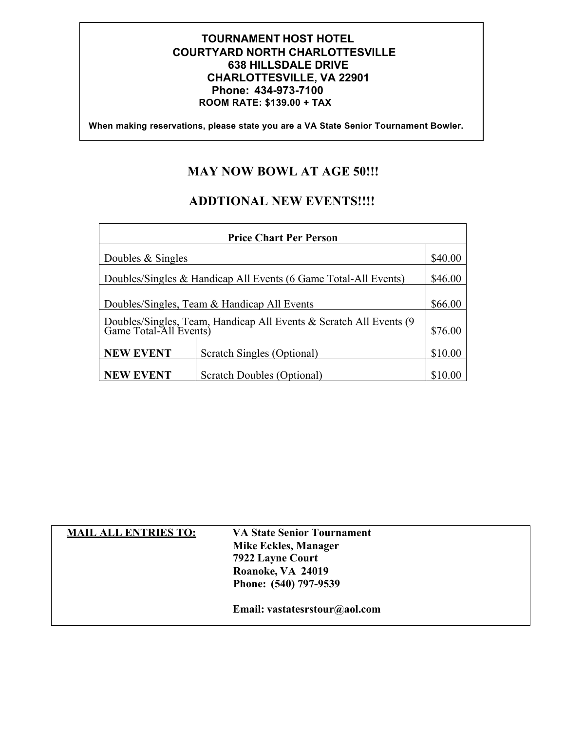**TOURNAMENT HOST HOTEL**
**COURTYARD NORTH CHARLOTTESVILLE**
**638 HILLSDALE DRIVE**
**CHARLOTTESVILLE, VA 22901**
**Phone: 434-973-7100**
**ROOM RATE: $139.00 + TAX**

**When making reservations, please state you are a VA State Senior Tournament Bowler.**

## MAY NOW BOWL AT AGE 50!!!

## ADDTIONAL NEW EVENTS!!!!

| Price Chart Per Person | | |
|---|---|---|
| Doubles & Singles | | $40.00 |
| Doubles/Singles & Handicap All Events (6 Game Total-All Events) | | $46.00 |
| Doubles/Singles, Team & Handicap All Events | | $66.00 |
| Doubles/Singles, Team, Handicap All Events & Scratch All Events (9 Game Total-All Events) | | $76.00 |
| **NEW EVENT** | Scratch Singles (Optional) | $10.00 |
| **NEW EVENT** | Scratch Doubles (Optional) | $10.00 |

**MAIL ALL ENTRIES TO:**

**VA State Senior Tournament**
**Mike Eckles, Manager**
**7922 Layne Court**
**Roanoke, VA 24019**
**Phone: (540) 797-9539**

**Email: vastatesrstour@aol.com**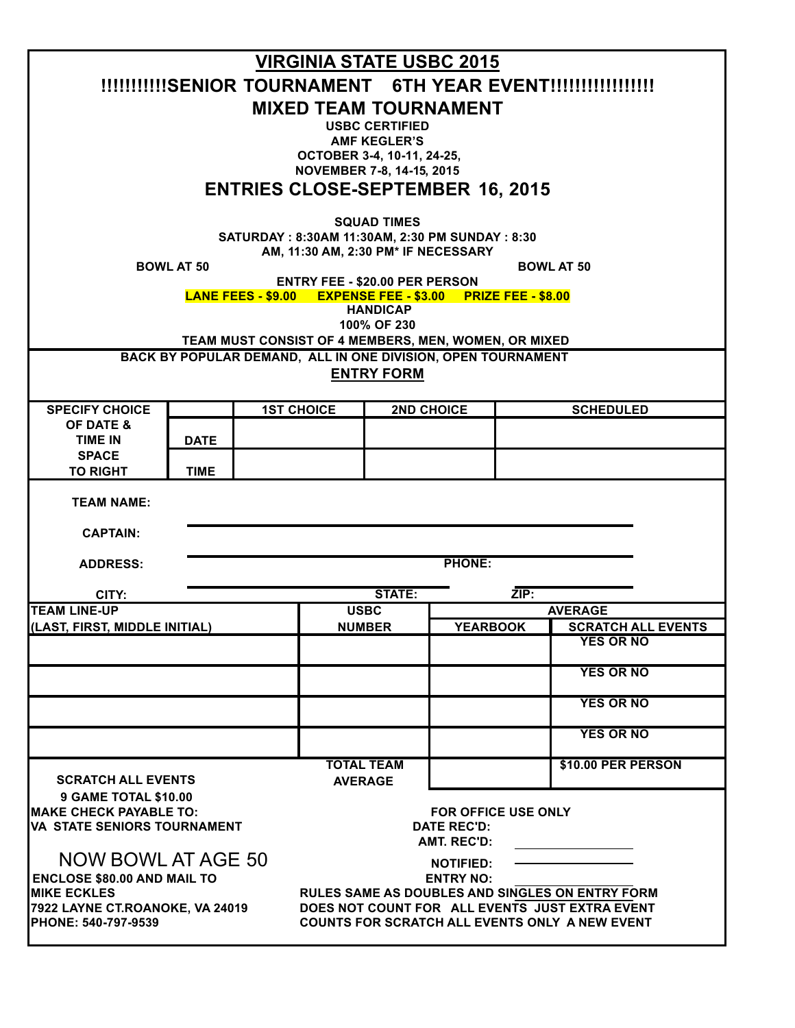# VIRGINIA STATE USBC 2015

## !!!!!!!!!!!SENIOR TOURNAMENT 6TH YEAR EVENT!!!!!!!!!!!!!!!!

## MIXED TEAM TOURNAMENT

**USBC CERTIFIED**
**AMF KEGLER'S**
**OCTOBER 3-4, 10-11, 24-25,**
**NOVEMBER 7-8, 14-15, 2015**

## ENTRIES CLOSE-SEPTEMBER 16, 2015

**SQUAD TIMES**
**SATURDAY : 8:30AM 11:30AM, 2:30 PM SUNDAY : 8:30 AM, 11:30 AM, 2:30 PM* IF NECESSARY**

**BOWL AT 50** **BOWL AT 50**

**ENTRY FEE - $20.00 PER PERSON**
**LANE FEES - $9.00 EXPENSE FEE - $3.00 PRIZE FEE - $8.00**
**HANDICAP**
**100% OF 230**
**TEAM MUST CONSIST OF 4 MEMBERS, MEN, WOMEN, OR MIXED**

**BACK BY POPULAR DEMAND, ALL IN ONE DIVISION, OPEN TOURNAMENT**

**ENTRY FORM**

| SPECIFY CHOICE OF DATE & TIME IN SPACE TO RIGHT | | 1ST CHOICE | 2ND CHOICE | SCHEDULED |
|---|---|---|---|---|
| | DATE | | | |
| | TIME | | | |

**TEAM NAME:** ______________________________

**CAPTAIN:** ______________________________

**ADDRESS:** ______________________________ **PHONE:**

**CITY:** ______________ **STATE:** ______ **ZIP:** ______

| TEAM LINE-UP (LAST, FIRST, MIDDLE INITIAL) | USBC NUMBER | AVERAGE YEARBOOK | SCRATCH ALL EVENTS |
|---|---|---|---|
| | | | YES OR NO |
| | | | YES OR NO |
| | | | YES OR NO |
| | | | YES OR NO |
| | TOTAL TEAM AVERAGE | | $10.00 PER PERSON |

**SCRATCH ALL EVENTS**
**9 GAME TOTAL $10.00**

**MAKE CHECK PAYABLE TO:**
**VA STATE SENIORS TOURNAMENT**

NOW BOWL AT AGE 50

**ENCLOSE $80.00 AND MAIL TO**
**MIKE ECKLES**
**7922 LAYNE CT.ROANOKE, VA 24019**
**PHONE: 540-797-9539**

**FOR OFFICE USE ONLY**
**DATE REC'D:**
**AMT. REC'D:** ______________
**NOTIFIED:** ______________
**ENTRY NO:** ______________

**RULES SAME AS DOUBLES AND SINGLES ON ENTRY FORM**
**DOES NOT COUNT FOR ALL EVENTS JUST EXTRA EVENT**
**COUNTS FOR SCRATCH ALL EVENTS ONLY A NEW EVENT**